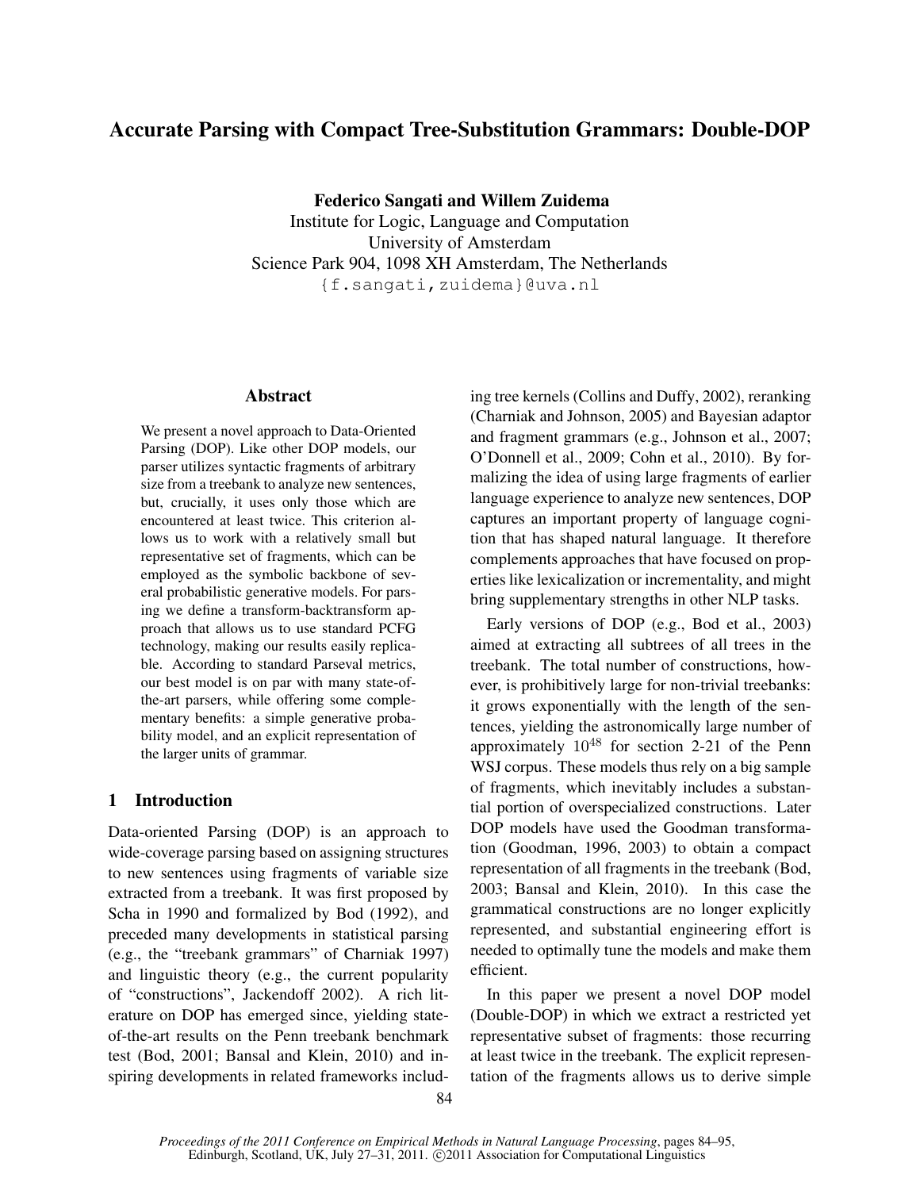# Accurate Parsing with Compact Tree-Substitution Grammars: Double-DOP

**Federico Sangati and Willem Zuidema**
Institute for Logic, Language and Computation
University of Amsterdam
Science Park 904, 1098 XH Amsterdam, The Netherlands
{f.sangati,zuidema}@uva.nl

## Abstract

We present a novel approach to Data-Oriented Parsing (DOP). Like other DOP models, our parser utilizes syntactic fragments of arbitrary size from a treebank to analyze new sentences, but, crucially, it uses only those which are encountered at least twice. This criterion allows us to work with a relatively small but representative set of fragments, which can be employed as the symbolic backbone of several probabilistic generative models. For parsing we define a transform-backtransform approach that allows us to use standard PCFG technology, making our results easily replicable. According to standard Parseval metrics, our best model is on par with many state-of-the-art parsers, while offering some complementary benefits: a simple generative probability model, and an explicit representation of the larger units of grammar.

## 1 Introduction

Data-oriented Parsing (DOP) is an approach to wide-coverage parsing based on assigning structures to new sentences using fragments of variable size extracted from a treebank. It was first proposed by Scha in 1990 and formalized by Bod (1992), and preceded many developments in statistical parsing (e.g., the "treebank grammars" of Charniak 1997) and linguistic theory (e.g., the current popularity of "constructions", Jackendoff 2002). A rich literature on DOP has emerged since, yielding state-of-the-art results on the Penn treebank benchmark test (Bod, 2001; Bansal and Klein, 2010) and inspiring developments in related frameworks including tree kernels (Collins and Duffy, 2002), reranking (Charniak and Johnson, 2005) and Bayesian adaptor and fragment grammars (e.g., Johnson et al., 2007; O'Donnell et al., 2009; Cohn et al., 2010). By formalizing the idea of using large fragments of earlier language experience to analyze new sentences, DOP captures an important property of language cognition that has shaped natural language. It therefore complements approaches that have focused on properties like lexicalization or incrementality, and might bring supplementary strengths in other NLP tasks.

Early versions of DOP (e.g., Bod et al., 2003) aimed at extracting all subtrees of all trees in the treebank. The total number of constructions, however, is prohibitively large for non-trivial treebanks: it grows exponentially with the length of the sentences, yielding the astronomically large number of approximately $10^{48}$ for section 2-21 of the Penn WSJ corpus. These models thus rely on a big sample of fragments, which inevitably includes a substantial portion of overspecialized constructions. Later DOP models have used the Goodman transformation (Goodman, 1996, 2003) to obtain a compact representation of all fragments in the treebank (Bod, 2003; Bansal and Klein, 2010). In this case the grammatical constructions are no longer explicitly represented, and substantial engineering effort is needed to optimally tune the models and make them efficient.

In this paper we present a novel DOP model (Double-DOP) in which we extract a restricted yet representative subset of fragments: those recurring at least twice in the treebank. The explicit representation of the fragments allows us to derive simple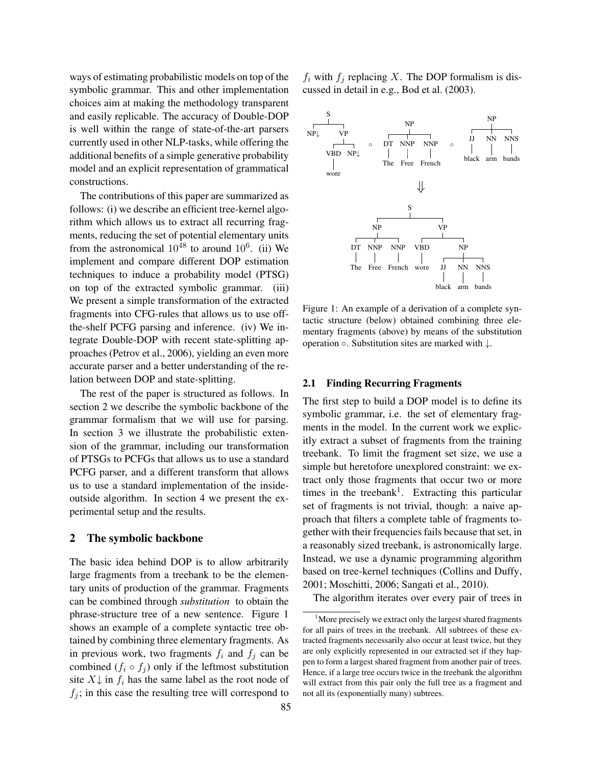ways of estimating probabilistic models on top of the symbolic grammar. This and other implementation choices aim at making the methodology transparent and easily replicable. The accuracy of Double-DOP is well within the range of state-of-the-art parsers currently used in other NLP-tasks, while offering the additional benefits of a simple generative probability model and an explicit representation of grammatical constructions.

The contributions of this paper are summarized as follows: (i) we describe an efficient tree-kernel algorithm which allows us to extract all recurring fragments, reducing the set of potential elementary units from the astronomical $10^{48}$ to around $10^6$. (ii) We implement and compare different DOP estimation techniques to induce a probability model (PTSG) on top of the extracted symbolic grammar. (iii) We present a simple transformation of the extracted fragments into CFG-rules that allows us to use off-the-shelf PCFG parsing and inference. (iv) We integrate Double-DOP with recent state-splitting approaches (Petrov et al., 2006), yielding an even more accurate parser and a better understanding of the relation between DOP and state-splitting.

The rest of the paper is structured as follows. In section 2 we describe the symbolic backbone of the grammar formalism that we will use for parsing. In section 3 we illustrate the probabilistic extension of the grammar, including our transformation of PTSGs to PCFGs that allows us to use a standard PCFG parser, and a different transform that allows us to use a standard implementation of the inside-outside algorithm. In section 4 we present the experimental setup and the results.

## 2 The symbolic backbone

The basic idea behind DOP is to allow arbitrarily large fragments from a treebank to be the elementary units of production of the grammar. Fragments can be combined through *substitution* to obtain the phrase-structure tree of a new sentence. Figure 1 shows an example of a complete syntactic tree obtained by combining three elementary fragments. As in previous work, two fragments $f_i$ and $f_j$ can be combined ($f_i \circ f_j$) only if the leftmost substitution site $X\downarrow$ in $f_i$ has the same label as the root node of $f_j$; in this case the resulting tree will correspond to $f_i$ with $f_j$ replacing $X$. The DOP formalism is discussed in detail in e.g., Bod et al. (2003).

Figure 1: An example of a derivation of a complete syntactic structure (below) obtained combining three elementary fragments (above) by means of the substitution operation $\circ$. Substitution sites are marked with $\downarrow$.

### 2.1 Finding Recurring Fragments

The first step to build a DOP model is to define its symbolic grammar, i.e. the set of elementary fragments in the model. In the current work we explicitly extract a subset of fragments from the training treebank. To limit the fragment set size, we use a simple but heretofore unexplored constraint: we extract only those fragments that occur two or more times in the treebank[1]. Extracting this particular set of fragments is not trivial, though: a naive approach that filters a complete table of fragments together with their frequencies fails because that set, in a reasonably sized treebank, is astronomically large. Instead, we use a dynamic programming algorithm based on tree-kernel techniques (Collins and Duffy, 2001; Moschitti, 2006; Sangati et al., 2010).

The algorithm iterates over every pair of trees in

[1]More precisely we extract only the largest shared fragments for all pairs of trees in the treebank. All subtrees of these extracted fragments necessarily also occur at least twice, but they are only explicitly represented in our extracted set if they happen to form a largest shared fragment from another pair of trees. Hence, if a large tree occurs twice in the treebank the algorithm will extract from this pair only the full tree as a fragment and not all its (exponentially many) subtrees.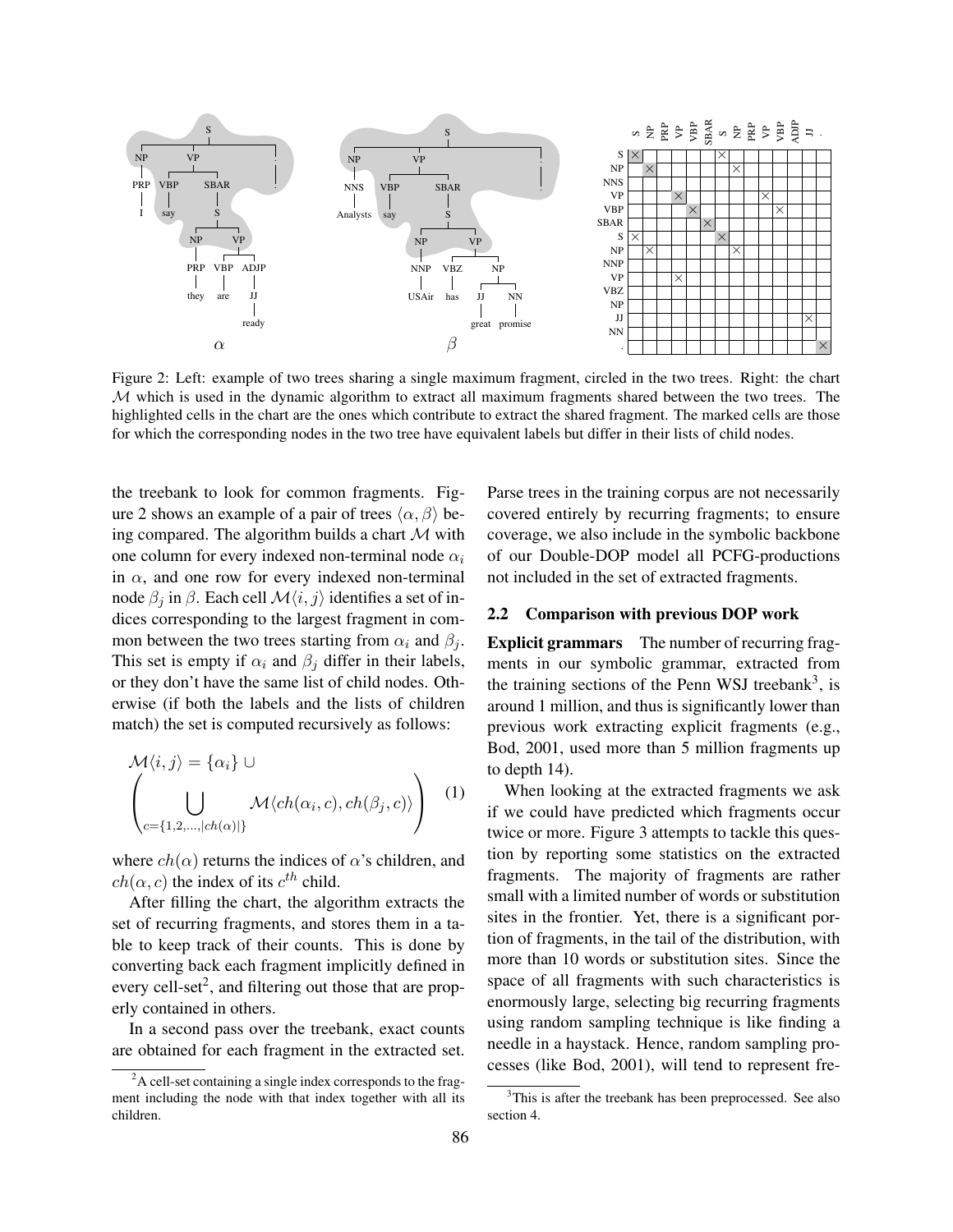Figure 2: Left: example of two trees sharing a single maximum fragment, circled in the two trees. Right: the chart $\mathcal{M}$ which is used in the dynamic algorithm to extract all maximum fragments shared between the two trees. The highlighted cells in the chart are the ones which contribute to extract the shared fragment. The marked cells are those for which the corresponding nodes in the two tree have equivalent labels but differ in their lists of child nodes.

the treebank to look for common fragments. Figure 2 shows an example of a pair of trees $\langle \alpha, \beta \rangle$ being compared. The algorithm builds a chart $\mathcal{M}$ with one column for every indexed non-terminal node $\alpha_i$ in $\alpha$, and one row for every indexed non-terminal node $\beta_j$ in $\beta$. Each cell $\mathcal{M}\langle i, j \rangle$ identifies a set of indices corresponding to the largest fragment in common between the two trees starting from $\alpha_i$ and $\beta_j$. This set is empty if $\alpha_i$ and $\beta_j$ differ in their labels, or they don't have the same list of child nodes. Otherwise (if both the labels and the lists of children match) the set is computed recursively as follows:

$$\mathcal{M}\langle i, j \rangle = \{\alpha_i\} \cup \left( \bigcup_{c=\{1,2,\ldots,|ch(\alpha)|\}} \mathcal{M}\langle ch(\alpha_i, c), ch(\beta_j, c) \rangle \right) \quad (1)$$

where $ch(\alpha)$ returns the indices of $\alpha$'s children, and $ch(\alpha, c)$ the index of its $c^{th}$ child.

After filling the chart, the algorithm extracts the set of recurring fragments, and stores them in a table to keep track of their counts. This is done by converting back each fragment implicitly defined in every cell-set[2], and filtering out those that are properly contained in others.

In a second pass over the treebank, exact counts are obtained for each fragment in the extracted set. Parse trees in the training corpus are not necessarily covered entirely by recurring fragments; to ensure coverage, we also include in the symbolic backbone of our Double-DOP model all PCFG-productions not included in the set of extracted fragments.

## 2.2 Comparison with previous DOP work

**Explicit grammars** The number of recurring fragments in our symbolic grammar, extracted from the training sections of the Penn WSJ treebank[3], is around 1 million, and thus is significantly lower than previous work extracting explicit fragments (e.g., Bod, 2001, used more than 5 million fragments up to depth 14).

When looking at the extracted fragments we ask if we could have predicted which fragments occur twice or more. Figure 3 attempts to tackle this question by reporting some statistics on the extracted fragments. The majority of fragments are rather small with a limited number of words or substitution sites in the frontier. Yet, there is a significant portion of fragments, in the tail of the distribution, with more than 10 words or substitution sites. Since the space of all fragments with such characteristics is enormously large, selecting big recurring fragments using random sampling technique is like finding a needle in a haystack. Hence, random sampling processes (like Bod, 2001), will tend to represent fre-

[2] A cell-set containing a single index corresponds to the fragment including the node with that index together with all its children.

[3] This is after the treebank has been preprocessed. See also section 4.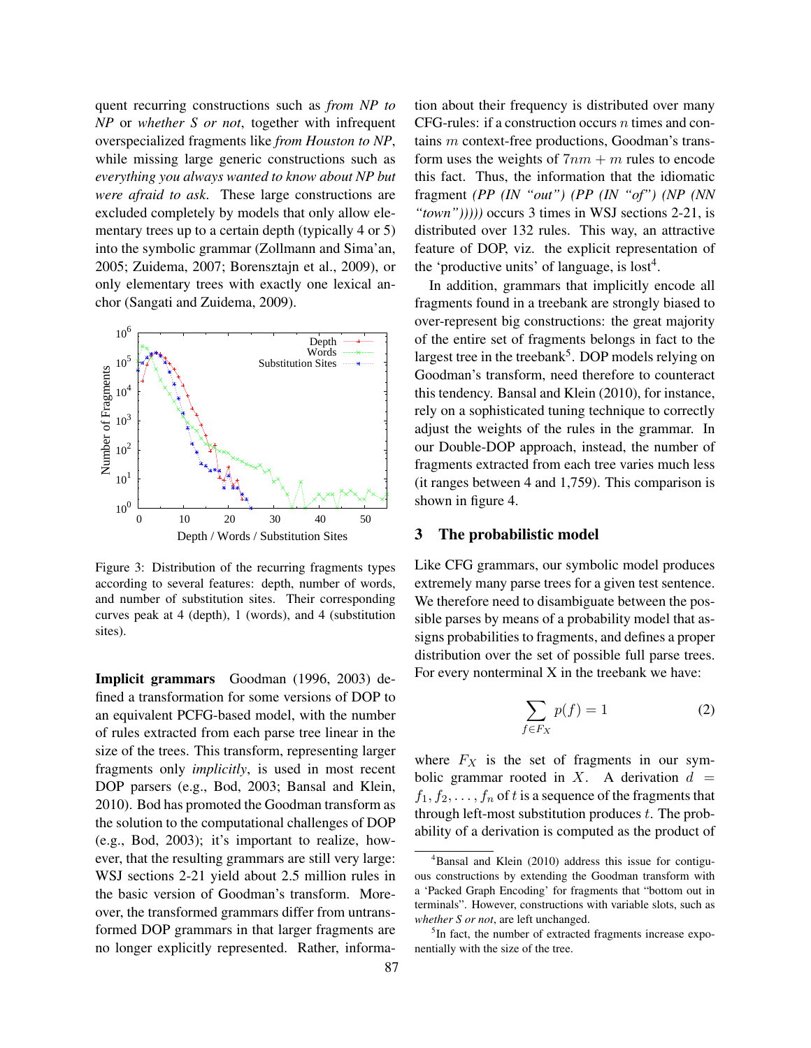quent recurring constructions such as *from NP to NP* or *whether S or not*, together with infrequent overspecialized fragments like *from Houston to NP*, while missing large generic constructions such as *everything you always wanted to know about NP but were afraid to ask*. These large constructions are excluded completely by models that only allow elementary trees up to a certain depth (typically 4 or 5) into the symbolic grammar (Zollmann and Sima'an, 2005; Zuidema, 2007; Borensztajn et al., 2009), or only elementary trees with exactly one lexical anchor (Sangati and Zuidema, 2009).

Figure 3: Distribution of the recurring fragments types according to several features: depth, number of words, and number of substitution sites. Their corresponding curves peak at 4 (depth), 1 (words), and 4 (substitution sites).

**Implicit grammars** Goodman (1996, 2003) defined a transformation for some versions of DOP to an equivalent PCFG-based model, with the number of rules extracted from each parse tree linear in the size of the trees. This transform, representing larger fragments only *implicitly*, is used in most recent DOP parsers (e.g., Bod, 2003; Bansal and Klein, 2010). Bod has promoted the Goodman transform as the solution to the computational challenges of DOP (e.g., Bod, 2003); it's important to realize, however, that the resulting grammars are still very large: WSJ sections 2-21 yield about 2.5 million rules in the basic version of Goodman's transform. Moreover, the transformed grammars differ from untransformed DOP grammars in that larger fragments are no longer explicitly represented. Rather, information about their frequency is distributed over many CFG-rules: if a construction occurs $n$ times and contains $m$ context-free productions, Goodman's transform uses the weights of $7nm + m$ rules to encode this fact. Thus, the information that the idiomatic fragment *(PP (IN "out") (PP (IN "of") (NP (NN "town")))))* occurs 3 times in WSJ sections 2-21, is distributed over 132 rules. This way, an attractive feature of DOP, viz. the explicit representation of the 'productive units' of language, is lost[4].

In addition, grammars that implicitly encode all fragments found in a treebank are strongly biased to over-represent big constructions: the great majority of the entire set of fragments belongs in fact to the largest tree in the treebank[5]. DOP models relying on Goodman's transform, need therefore to counteract this tendency. Bansal and Klein (2010), for instance, rely on a sophisticated tuning technique to correctly adjust the weights of the rules in the grammar. In our Double-DOP approach, instead, the number of fragments extracted from each tree varies much less (it ranges between 4 and 1,759). This comparison is shown in figure 4.

## 3 The probabilistic model

Like CFG grammars, our symbolic model produces extremely many parse trees for a given test sentence. We therefore need to disambiguate between the possible parses by means of a probability model that assigns probabilities to fragments, and defines a proper distribution over the set of possible full parse trees. For every nonterminal X in the treebank we have:

$$\sum_{f \in F_X} p(f) = 1 \qquad (2)$$

where $F_X$ is the set of fragments in our symbolic grammar rooted in $X$. A derivation $d = f_1, f_2, \ldots, f_n$ of $t$ is a sequence of the fragments that through left-most substitution produces $t$. The probability of a derivation is computed as the product of

[4] Bansal and Klein (2010) address this issue for contiguous constructions by extending the Goodman transform with a 'Packed Graph Encoding' for fragments that "bottom out in terminals". However, constructions with variable slots, such as *whether S or not*, are left unchanged.

[5] In fact, the number of extracted fragments increase exponentially with the size of the tree.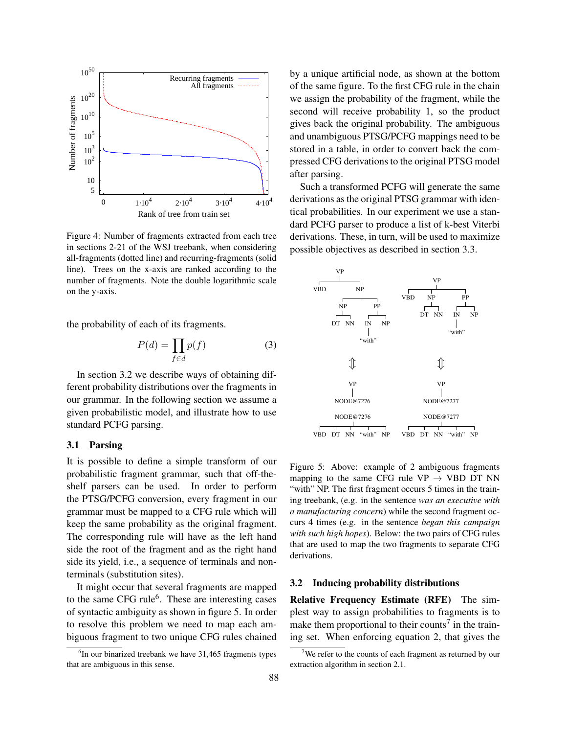Figure 4: Number of fragments extracted from each tree in sections 2-21 of the WSJ treebank, when considering all-fragments (dotted line) and recurring-fragments (solid line). Trees on the x-axis are ranked according to the number of fragments. Note the double logarithmic scale on the y-axis.

the probability of each of its fragments.

$$P(d) = \prod_{f \in d} p(f) \tag{3}$$

In section 3.2 we describe ways of obtaining different probability distributions over the fragments in our grammar. In the following section we assume a given probabilistic model, and illustrate how to use standard PCFG parsing.

### 3.1 Parsing

It is possible to define a simple transform of our probabilistic fragment grammar, such that off-the-shelf parsers can be used. In order to perform the PTSG/PCFG conversion, every fragment in our grammar must be mapped to a CFG rule which will keep the same probability as the original fragment. The corresponding rule will have as the left hand side the root of the fragment and as the right hand side its yield, i.e., a sequence of terminals and non-terminals (substitution sites).

It might occur that several fragments are mapped to the same CFG rule[6]. These are interesting cases of syntactic ambiguity as shown in figure 5. In order to resolve this problem we need to map each ambiguous fragment to two unique CFG rules chained by a unique artificial node, as shown at the bottom of the same figure. To the first CFG rule in the chain we assign the probability of the fragment, while the second will receive probability 1, so the product gives back the original probability. The ambiguous and unambiguous PTSG/PCFG mappings need to be stored in a table, in order to convert back the compressed CFG derivations to the original PTSG model after parsing.

Such a transformed PCFG will generate the same derivations as the original PTSG grammar with identical probabilities. In our experiment we use a standard PCFG parser to produce a list of k-best Viterbi derivations. These, in turn, will be used to maximize possible objectives as described in section 3.3.

Figure 5: Above: example of 2 ambiguous fragments mapping to the same CFG rule VP → VBD DT NN "with" NP. The first fragment occurs 5 times in the training treebank, (e.g. in the sentence *was an executive with a manufacturing concern*) while the second fragment occurs 4 times (e.g. in the sentence *began this campaign with such high hopes*). Below: the two pairs of CFG rules that are used to map the two fragments to separate CFG derivations.

### 3.2 Inducing probability distributions

**Relative Frequency Estimate (RFE)** The simplest way to assign probabilities to fragments is to make them proportional to their counts[7] in the training set. When enforcing equation 2, that gives the

[6] In our binarized treebank we have 31,465 fragments types that are ambiguous in this sense.

[7] We refer to the counts of each fragment as returned by our extraction algorithm in section 2.1.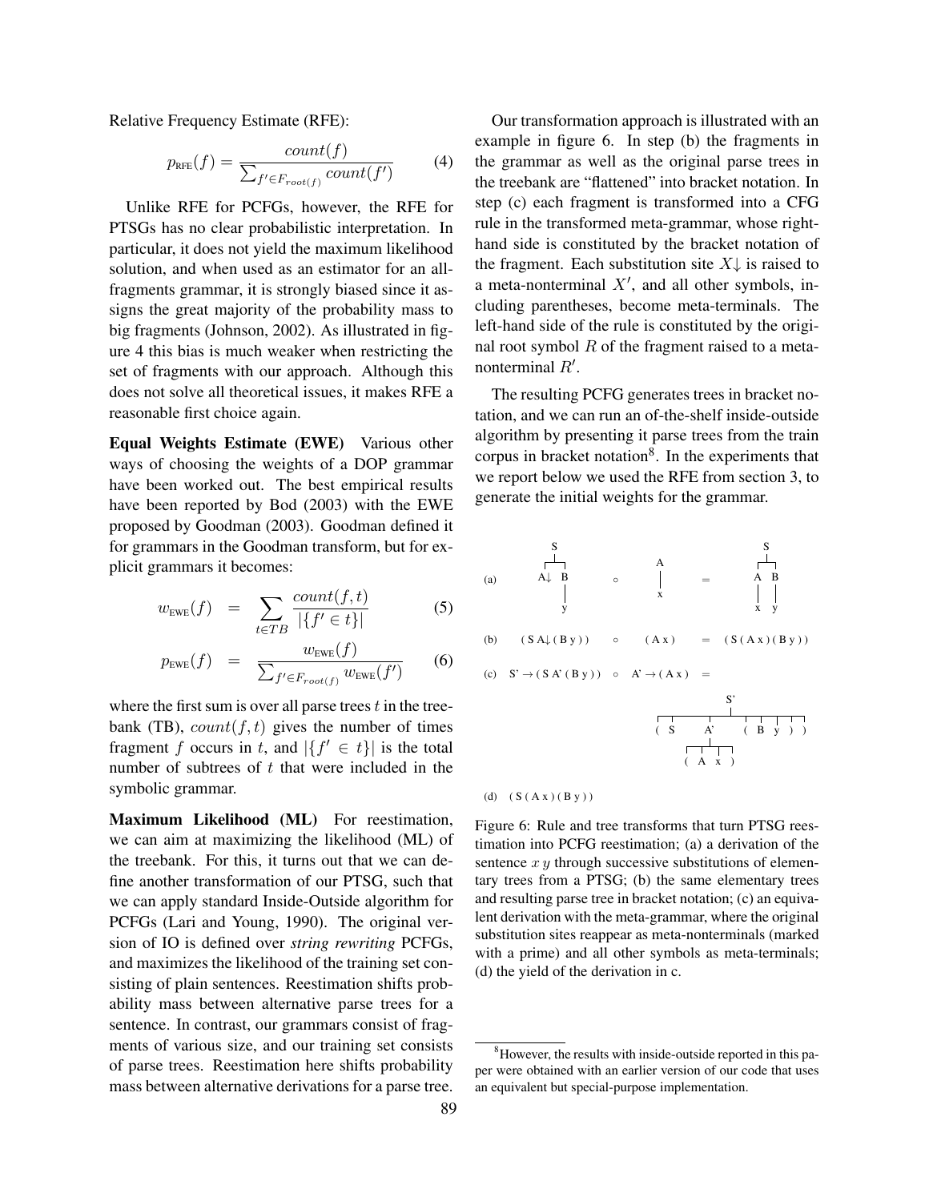Relative Frequency Estimate (RFE):

$$p_{\text{RFE}}(f) = \frac{count(f)}{\sum_{f' \in F_{root(f)}} count(f')} \qquad (4)$$

Unlike RFE for PCFGs, however, the RFE for PTSGs has no clear probabilistic interpretation. In particular, it does not yield the maximum likelihood solution, and when used as an estimator for an all-fragments grammar, it is strongly biased since it assigns the great majority of the probability mass to big fragments (Johnson, 2002). As illustrated in figure 4 this bias is much weaker when restricting the set of fragments with our approach. Although this does not solve all theoretical issues, it makes RFE a reasonable first choice again.

**Equal Weights Estimate (EWE)** Various other ways of choosing the weights of a DOP grammar have been worked out. The best empirical results have been reported by Bod (2003) with the EWE proposed by Goodman (2003). Goodman defined it for grammars in the Goodman transform, but for explicit grammars it becomes:

$$w_{\text{EWE}}(f) = \sum_{t \in TB} \frac{count(f,t)}{|\{f' \in t\}|} \qquad (5)$$

$$p_{\text{EWE}}(f) = \frac{w_{\text{EWE}}(f)}{\sum_{f' \in F_{root(f)}} w_{\text{EWE}}(f')} \qquad (6)$$

where the first sum is over all parse trees $t$ in the treebank (TB), $count(f,t)$ gives the number of times fragment $f$ occurs in $t$, and $|\{f' \in t\}|$ is the total number of subtrees of $t$ that were included in the symbolic grammar.

**Maximum Likelihood (ML)** For reestimation, we can aim at maximizing the likelihood (ML) of the treebank. For this, it turns out that we can define another transformation of our PTSG, such that we can apply standard Inside-Outside algorithm for PCFGs (Lari and Young, 1990). The original version of IO is defined over *string rewriting* PCFGs, and maximizes the likelihood of the training set consisting of plain sentences. Reestimation shifts probability mass between alternative parse trees for a sentence. In contrast, our grammars consist of fragments of various size, and our training set consists of parse trees. Reestimation here shifts probability mass between alternative derivations for a parse tree.

Our transformation approach is illustrated with an example in figure 6. In step (b) the fragments in the grammar as well as the original parse trees in the treebank are "flattened" into bracket notation. In step (c) each fragment is transformed into a CFG rule in the transformed meta-grammar, whose right-hand side is constituted by the bracket notation of the fragment. Each substitution site $X\downarrow$ is raised to a meta-nonterminal $X'$, and all other symbols, including parentheses, become meta-terminals. The left-hand side of the rule is constituted by the original root symbol $R$ of the fragment raised to a meta-nonterminal $R'$.

The resulting PCFG generates trees in bracket notation, and we can run an of-the-shelf inside-outside algorithm by presenting it parse trees from the train corpus in bracket notation[8]. In the experiments that we report below we used the RFE from section 3, to generate the initial weights for the grammar.

(a) (S A↓ (B y)) ∘ (A x) = (S (A x) (B y)) [tree diagrams]

(b) ( S A↓ ( B y ) ) ∘ ( A x ) = ( S ( A x ) ( B y ) )

(c) S' → ( S A' ( B y ) ) ∘ A' → ( A x ) =

(d) ( S ( A x ) ( B y ) )

Figure 6: Rule and tree transforms that turn PTSG reestimation into PCFG reestimation; (a) a derivation of the sentence $x\,y$ through successive substitutions of elementary trees from a PTSG; (b) the same elementary trees and resulting parse tree in bracket notation; (c) an equivalent derivation with the meta-grammar, where the original substitution sites reappear as meta-nonterminals (marked with a prime) and all other symbols as meta-terminals; (d) the yield of the derivation in c.

[8] However, the results with inside-outside reported in this paper were obtained with an earlier version of our code that uses an equivalent but special-purpose implementation.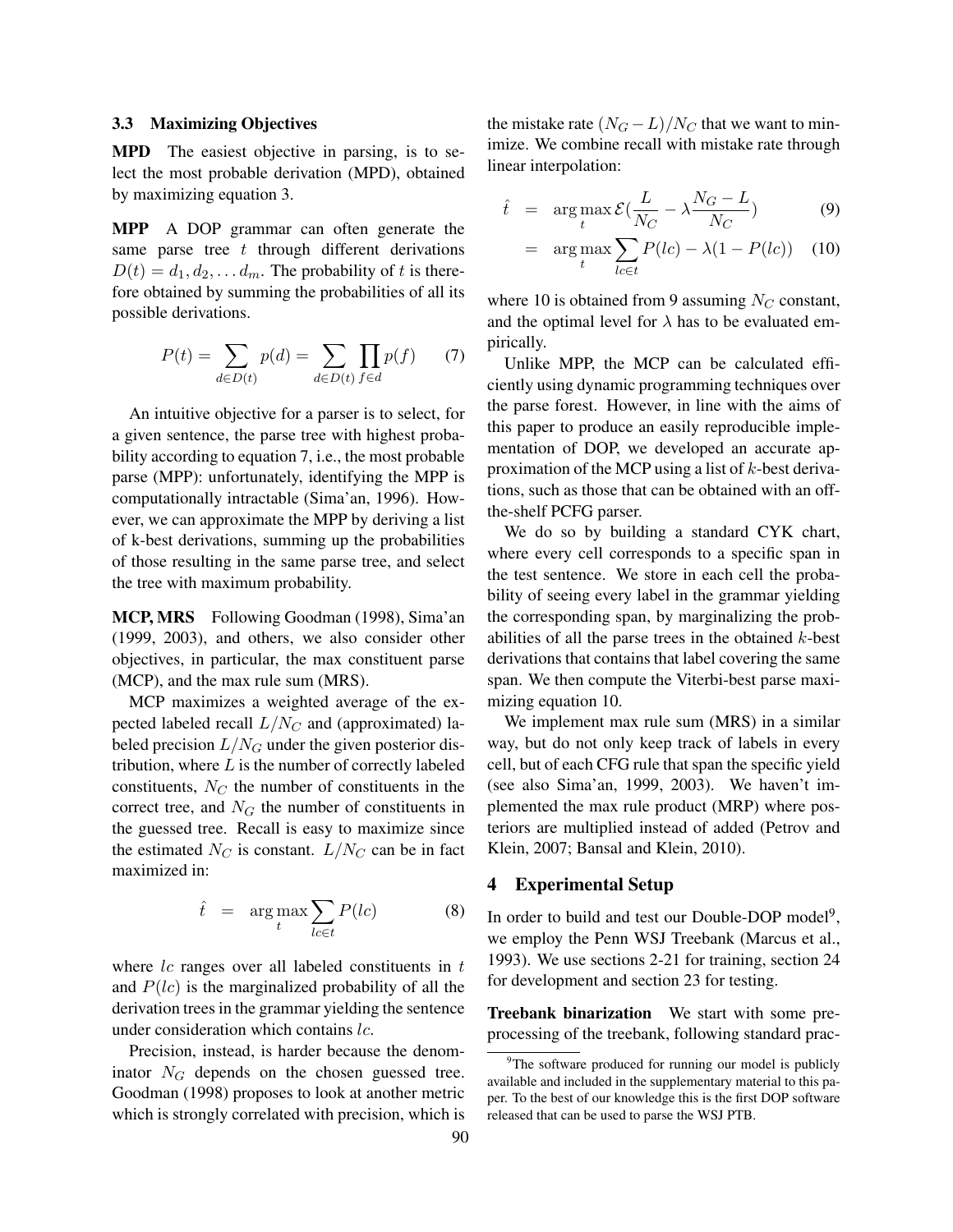### 3.3 Maximizing Objectives

**MPD** The easiest objective in parsing, is to select the most probable derivation (MPD), obtained by maximizing equation 3.

**MPP** A DOP grammar can often generate the same parse tree $t$ through different derivations $D(t) = d_1, d_2, \dots d_m$. The probability of $t$ is therefore obtained by summing the probabilities of all its possible derivations.

$$P(t) = \sum_{d \in D(t)} p(d) = \sum_{d \in D(t)} \prod_{f \in d} p(f) \quad (7)$$

An intuitive objective for a parser is to select, for a given sentence, the parse tree with highest probability according to equation 7, i.e., the most probable parse (MPP): unfortunately, identifying the MPP is computationally intractable (Sima'an, 1996). However, we can approximate the MPP by deriving a list of k-best derivations, summing up the probabilities of those resulting in the same parse tree, and select the tree with maximum probability.

**MCP, MRS** Following Goodman (1998), Sima'an (1999, 2003), and others, we also consider other objectives, in particular, the max constituent parse (MCP), and the max rule sum (MRS).

MCP maximizes a weighted average of the expected labeled recall $L/N_C$ and (approximated) labeled precision $L/N_G$ under the given posterior distribution, where $L$ is the number of correctly labeled constituents, $N_C$ the number of constituents in the correct tree, and $N_G$ the number of constituents in the guessed tree. Recall is easy to maximize since the estimated $N_C$ is constant. $L/N_C$ can be in fact maximized in:

$$\hat{t} \;=\; \arg\max_{t} \sum_{lc \in t} P(lc) \quad (8)$$

where $lc$ ranges over all labeled constituents in $t$ and $P(lc)$ is the marginalized probability of all the derivation trees in the grammar yielding the sentence under consideration which contains $lc$.

Precision, instead, is harder because the denominator $N_G$ depends on the chosen guessed tree. Goodman (1998) proposes to look at another metric which is strongly correlated with precision, which is the mistake rate $(N_G - L)/N_C$ that we want to minimize. We combine recall with mistake rate through linear interpolation:

$$\hat{t} \;=\; \arg\max_{t} \mathcal{E}\left(\frac{L}{N_C} - \lambda \frac{N_G - L}{N_C}\right) \quad (9)$$

$$\;=\; \arg\max_{t} \sum_{lc \in t} P(lc) - \lambda(1 - P(lc)) \quad (10)$$

where 10 is obtained from 9 assuming $N_C$ constant, and the optimal level for $\lambda$ has to be evaluated empirically.

Unlike MPP, the MCP can be calculated efficiently using dynamic programming techniques over the parse forest. However, in line with the aims of this paper to produce an easily reproducible implementation of DOP, we developed an accurate approximation of the MCP using a list of $k$-best derivations, such as those that can be obtained with an off-the-shelf PCFG parser.

We do so by building a standard CYK chart, where every cell corresponds to a specific span in the test sentence. We store in each cell the probability of seeing every label in the grammar yielding the corresponding span, by marginalizing the probabilities of all the parse trees in the obtained $k$-best derivations that contains that label covering the same span. We then compute the Viterbi-best parse maximizing equation 10.

We implement max rule sum (MRS) in a similar way, but do not only keep track of labels in every cell, but of each CFG rule that span the specific yield (see also Sima'an, 1999, 2003). We haven't implemented the max rule product (MRP) where posteriors are multiplied instead of added (Petrov and Klein, 2007; Bansal and Klein, 2010).

## 4 Experimental Setup

In order to build and test our Double-DOP model[9], we employ the Penn WSJ Treebank (Marcus et al., 1993). We use sections 2-21 for training, section 24 for development and section 23 for testing.

**Treebank binarization** We start with some preprocessing of the treebank, following standard prac-

[9] The software produced for running our model is publicly available and included in the supplementary material to this paper. To the best of our knowledge this is the first DOP software released that can be used to parse the WSJ PTB.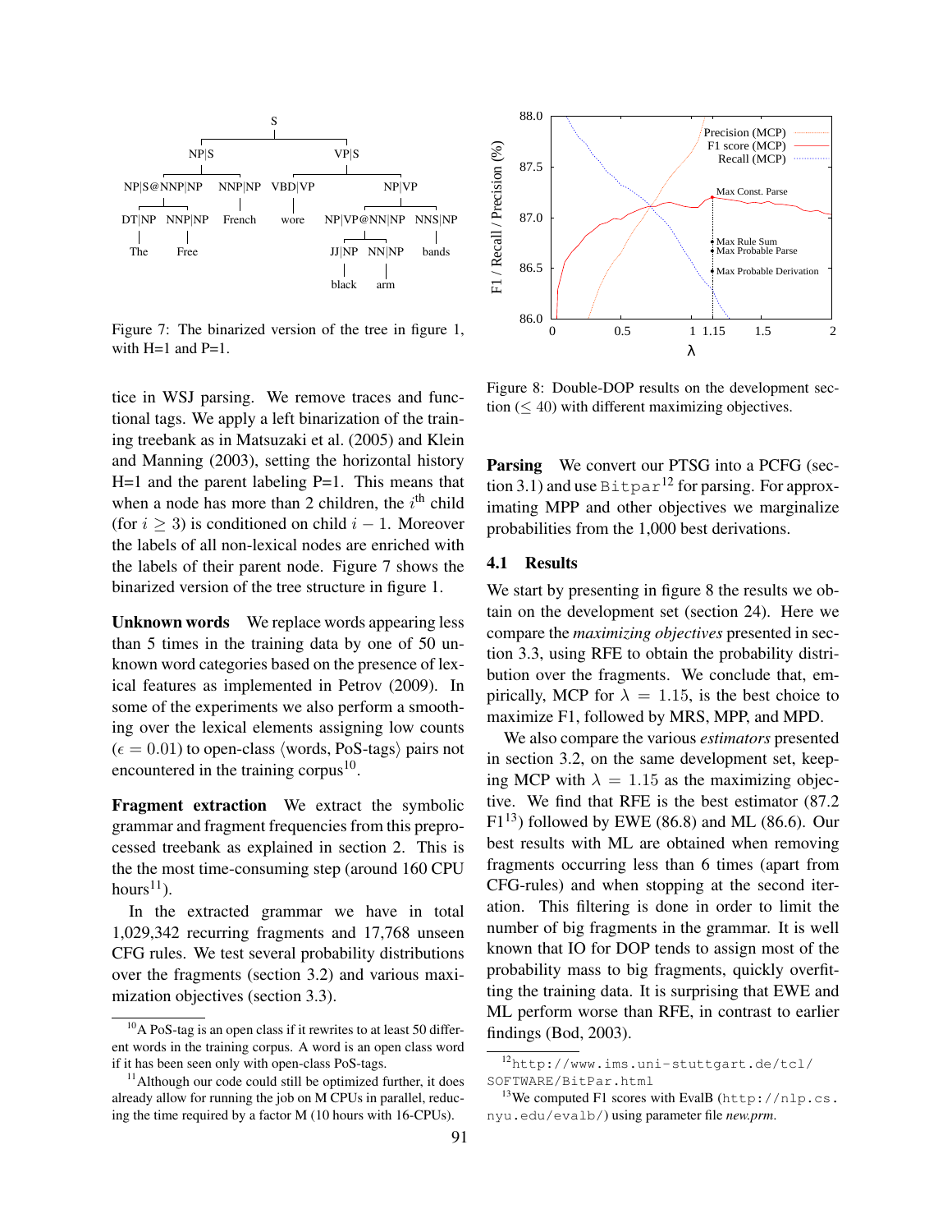Figure 7: The binarized version of the tree in figure 1, with H=1 and P=1.

tice in WSJ parsing. We remove traces and functional tags. We apply a left binarization of the training treebank as in Matsuzaki et al. (2005) and Klein and Manning (2003), setting the horizontal history H=1 and the parent labeling P=1. This means that when a node has more than 2 children, the $i^{\text{th}}$ child (for $i \geq 3$) is conditioned on child $i-1$. Moreover the labels of all non-lexical nodes are enriched with the labels of their parent node. Figure 7 shows the binarized version of the tree structure in figure 1.

**Unknown words** We replace words appearing less than 5 times in the training data by one of 50 unknown word categories based on the presence of lexical features as implemented in Petrov (2009). In some of the experiments we also perform a smoothing over the lexical elements assigning low counts ($\epsilon = 0.01$) to open-class ⟨words, PoS-tags⟩ pairs not encountered in the training corpus[10].

**Fragment extraction** We extract the symbolic grammar and fragment frequencies from this preprocessed treebank as explained in section 2. This is the the most time-consuming step (around 160 CPU hours[11]).

In the extracted grammar we have in total 1,029,342 recurring fragments and 17,768 unseen CFG rules. We test several probability distributions over the fragments (section 3.2) and various maximization objectives (section 3.3).

[10] A PoS-tag is an open class if it rewrites to at least 50 different words in the training corpus. A word is an open class word if it has been seen only with open-class PoS-tags.

[11] Although our code could still be optimized further, it does already allow for running the job on M CPUs in parallel, reducing the time required by a factor M (10 hours with 16-CPUs).

Figure 8: Double-DOP results on the development section ($\leq 40$) with different maximizing objectives.

**Parsing** We convert our PTSG into a PCFG (section 3.1) and use `Bitpar`[12] for parsing. For approximating MPP and other objectives we marginalize probabilities from the 1,000 best derivations.

### 4.1 Results

We start by presenting in figure 8 the results we obtain on the development set (section 24). Here we compare the *maximizing objectives* presented in section 3.3, using RFE to obtain the probability distribution over the fragments. We conclude that, empirically, MCP for $\lambda = 1.15$, is the best choice to maximize F1, followed by MRS, MPP, and MPD.

We also compare the various *estimators* presented in section 3.2, on the same development set, keeping MCP with $\lambda = 1.15$ as the maximizing objective. We find that RFE is the best estimator (87.2 F1[13]) followed by EWE (86.8) and ML (86.6). Our best results with ML are obtained when removing fragments occurring less than 6 times (apart from CFG-rules) and when stopping at the second iteration. This filtering is done in order to limit the number of big fragments in the grammar. It is well known that IO for DOP tends to assign most of the probability mass to big fragments, quickly overfitting the training data. It is surprising that EWE and ML perform worse than RFE, in contrast to earlier findings (Bod, 2003).

[12] `http://www.ims.uni-stuttgart.de/tcl/SOFTWARE/BitPar.html`

[13] We computed F1 scores with EvalB (`http://nlp.cs.nyu.edu/evalb/`) using parameter file *new.prm*.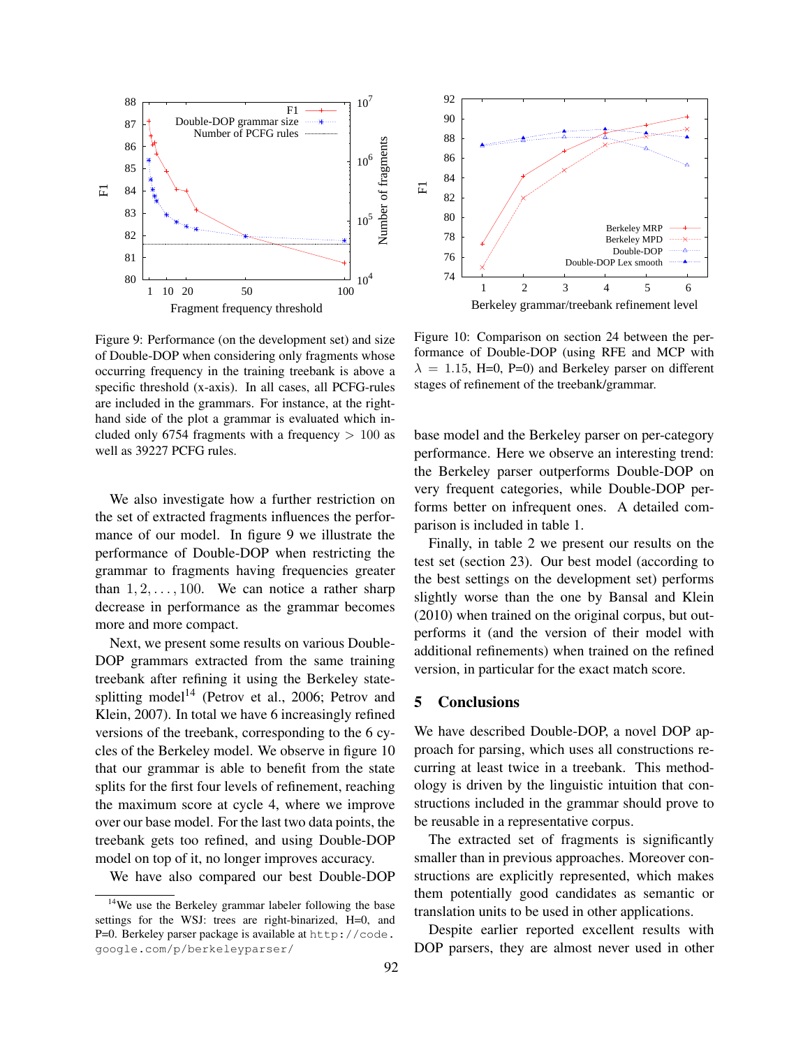Figure 9: Performance (on the development set) and size of Double-DOP when considering only fragments whose occurring frequency in the training treebank is above a specific threshold (x-axis). In all cases, all PCFG-rules are included in the grammars. For instance, at the right-hand side of the plot a grammar is evaluated which included only 6754 fragments with a frequency $> 100$ as well as 39227 PCFG rules.

Figure 10: Comparison on section 24 between the performance of Double-DOP (using RFE and MCP with $\lambda = 1.15$, H=0, P=0) and Berkeley parser on different stages of refinement of the treebank/grammar.

We also investigate how a further restriction on the set of extracted fragments influences the performance of our model. In figure 9 we illustrate the performance of Double-DOP when restricting the grammar to fragments having frequencies greater than $1, 2, \ldots, 100$. We can notice a rather sharp decrease in performance as the grammar becomes more and more compact.

Next, we present some results on various Double-DOP grammars extracted from the same training treebank after refining it using the Berkeley state-splitting model[14] (Petrov et al., 2006; Petrov and Klein, 2007). In total we have 6 increasingly refined versions of the treebank, corresponding to the 6 cycles of the Berkeley model. We observe in figure 10 that our grammar is able to benefit from the state splits for the first four levels of refinement, reaching the maximum score at cycle 4, where we improve over our base model. For the last two data points, the treebank gets too refined, and using Double-DOP model on top of it, no longer improves accuracy.

We have also compared our best Double-DOP base model and the Berkeley parser on per-category performance. Here we observe an interesting trend: the Berkeley parser outperforms Double-DOP on very frequent categories, while Double-DOP performs better on infrequent ones. A detailed comparison is included in table 1.

Finally, in table 2 we present our results on the test set (section 23). Our best model (according to the best settings on the development set) performs slightly worse than the one by Bansal and Klein (2010) when trained on the original corpus, but outperforms it (and the version of their model with additional refinements) when trained on the refined version, in particular for the exact match score.

## 5 Conclusions

We have described Double-DOP, a novel DOP approach for parsing, which uses all constructions recurring at least twice in a treebank. This methodology is driven by the linguistic intuition that constructions included in the grammar should prove to be reusable in a representative corpus.

The extracted set of fragments is significantly smaller than in previous approaches. Moreover constructions are explicitly represented, which makes them potentially good candidates as semantic or translation units to be used in other applications.

Despite earlier reported excellent results with DOP parsers, they are almost never used in other

[14] We use the Berkeley grammar labeler following the base settings for the WSJ: trees are right-binarized, H=0, and P=0. Berkeley parser package is available at http://code.google.com/p/berkeleyparser/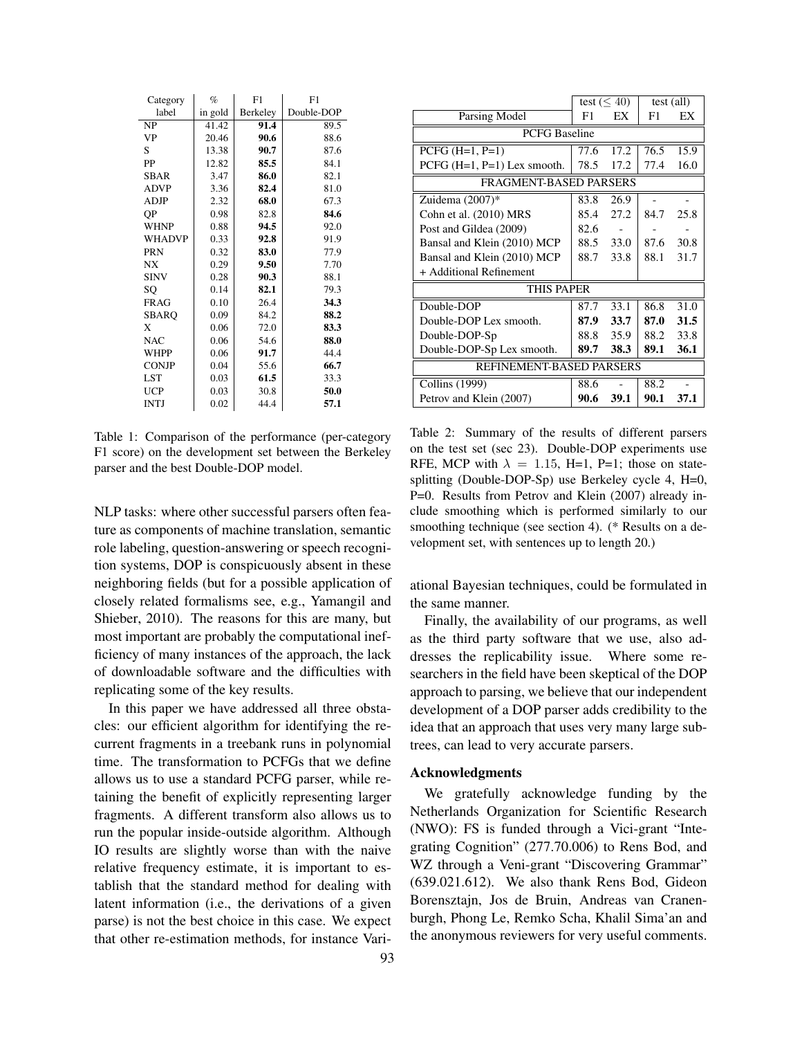| Category label | % in gold | F1 Berkeley | F1 Double-DOP |
|---|---|---|---|
| NP | 41.42 | **91.4** | 89.5 |
| VP | 20.46 | **90.6** | 88.6 |
| S | 13.38 | **90.7** | 87.6 |
| PP | 12.82 | **85.5** | 84.1 |
| SBAR | 3.47 | **86.0** | 82.1 |
| ADVP | 3.36 | **82.4** | 81.0 |
| ADJP | 2.32 | **68.0** | 67.3 |
| QP | 0.98 | 82.8 | **84.6** |
| WHNP | 0.88 | **94.5** | 92.0 |
| WHADVP | 0.33 | **92.8** | 91.9 |
| PRN | 0.32 | **83.0** | 77.9 |
| NX | 0.29 | **9.50** | 7.70 |
| SINV | 0.28 | **90.3** | 88.1 |
| SQ | 0.14 | **82.1** | 79.3 |
| FRAG | 0.10 | 26.4 | **34.3** |
| SBARQ | 0.09 | 84.2 | **88.2** |
| X | 0.06 | 72.0 | **83.3** |
| NAC | 0.06 | 54.6 | **88.0** |
| WHPP | 0.06 | **91.7** | 44.4 |
| CONJP | 0.04 | 55.6 | **66.7** |
| LST | 0.03 | **61.5** | 33.3 |
| UCP | 0.03 | 30.8 | **50.0** |
| INTJ | 0.02 | 44.4 | **57.1** |

Table 1: Comparison of the performance (per-category F1 score) on the development set between the Berkeley parser and the best Double-DOP model.

NLP tasks: where other successful parsers often feature as components of machine translation, semantic role labeling, question-answering or speech recognition systems, DOP is conspicuously absent in these neighboring fields (but for a possible application of closely related formalisms see, e.g., Yamangil and Shieber, 2010). The reasons for this are many, but most important are probably the computational inefficiency of many instances of the approach, the lack of downloadable software and the difficulties with replicating some of the key results.

In this paper we have addressed all three obstacles: our efficient algorithm for identifying the recurrent fragments in a treebank runs in polynomial time. The transformation to PCFGs that we define allows us to use a standard PCFG parser, while retaining the benefit of explicitly representing larger fragments. A different transform also allows us to run the popular inside-outside algorithm. Although IO results are slightly worse than with the naive relative frequency estimate, it is important to establish that the standard method for dealing with latent information (i.e., the derivations of a given parse) is not the best choice in this case. We expect that other re-estimation methods, for instance Variational Bayesian techniques, could be formulated in the same manner.

| Parsing Model | test ($\leq 40$) F1 | test ($\leq 40$) EX | test (all) F1 | test (all) EX |
|---|---|---|---|---|
| **PCFG Baseline** | | | | |
| PCFG (H=1, P=1) | 77.6 | 17.2 | 76.5 | 15.9 |
| PCFG (H=1, P=1) Lex smooth. | 78.5 | 17.2 | 77.4 | 16.0 |
| **FRAGMENT-BASED PARSERS** | | | | |
| Zuidema (2007)* | 83.8 | 26.9 | - | - |
| Cohn et al. (2010) MRS | 85.4 | 27.2 | 84.7 | 25.8 |
| Post and Gildea (2009) | 82.6 | - | - | - |
| Bansal and Klein (2010) MCP | 88.5 | 33.0 | 87.6 | 30.8 |
| Bansal and Klein (2010) MCP + Additional Refinement | 88.7 | 33.8 | 88.1 | 31.7 |
| **THIS PAPER** | | | | |
| Double-DOP | 87.7 | 33.1 | 86.8 | 31.0 |
| Double-DOP Lex smooth. | **87.9** | **33.7** | **87.0** | **31.5** |
| Double-DOP-Sp | 88.8 | 35.9 | 88.2 | 33.8 |
| Double-DOP-Sp Lex smooth. | **89.7** | **38.3** | **89.1** | **36.1** |
| **REFINEMENT-BASED PARSERS** | | | | |
| Collins (1999) | 88.6 | - | 88.2 | - |
| Petrov and Klein (2007) | **90.6** | **39.1** | **90.1** | **37.1** |

Table 2: Summary of the results of different parsers on the test set (sec 23). Double-DOP experiments use RFE, MCP with $\lambda = 1.15$, H=1, P=1; those on state-splitting (Double-DOP-Sp) use Berkeley cycle 4, H=0, P=0. Results from Petrov and Klein (2007) already include smoothing which is performed similarly to our smoothing technique (see section 4). (* Results on a development set, with sentences up to length 20.)

Finally, the availability of our programs, as well as the third party software that we use, also addresses the replicability issue. Where some researchers in the field have been skeptical of the DOP approach to parsing, we believe that our independent development of a DOP parser adds credibility to the idea that an approach that uses very many large subtrees, can lead to very accurate parsers.

## Acknowledgments

We gratefully acknowledge funding by the Netherlands Organization for Scientific Research (NWO): FS is funded through a Vici-grant "Integrating Cognition" (277.70.006) to Rens Bod, and WZ through a Veni-grant "Discovering Grammar" (639.021.612). We also thank Rens Bod, Gideon Borensztajn, Jos de Bruin, Andreas van Cranenburgh, Phong Le, Remko Scha, Khalil Sima'an and the anonymous reviewers for very useful comments.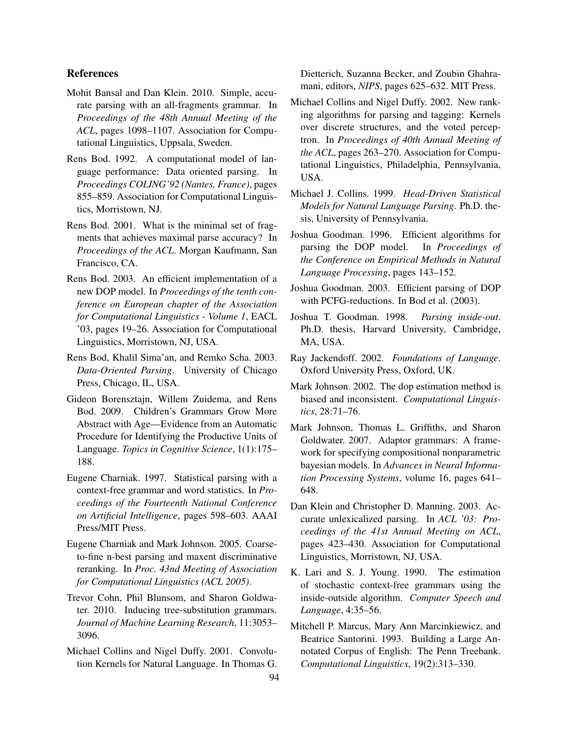## References

Mohit Bansal and Dan Klein. 2010. Simple, accurate parsing with an all-fragments grammar. In *Proceedings of the 48th Annual Meeting of the ACL*, pages 1098–1107. Association for Computational Linguistics, Uppsala, Sweden.

Rens Bod. 1992. A computational model of language performance: Data oriented parsing. In *Proceedings COLING'92 (Nantes, France)*, pages 855–859. Association for Computational Linguistics, Morristown, NJ.

Rens Bod. 2001. What is the minimal set of fragments that achieves maximal parse accuracy? In *Proceedings of the ACL*. Morgan Kaufmann, San Francisco, CA.

Rens Bod. 2003. An efficient implementation of a new DOP model. In *Proceedings of the tenth conference on European chapter of the Association for Computational Linguistics - Volume 1*, EACL '03, pages 19–26. Association for Computational Linguistics, Morristown, NJ, USA.

Rens Bod, Khalil Sima'an, and Remko Scha. 2003. *Data-Oriented Parsing*. University of Chicago Press, Chicago, IL, USA.

Gideon Borensztajn, Willem Zuidema, and Rens Bod. 2009. Children's Grammars Grow More Abstract with Age—Evidence from an Automatic Procedure for Identifying the Productive Units of Language. *Topics in Cognitive Science*, 1(1):175–188.

Eugene Charniak. 1997. Statistical parsing with a context-free grammar and word statistics. In *Proceedings of the Fourteenth National Conference on Artificial Intelligence*, pages 598–603. AAAI Press/MIT Press.

Eugene Charniak and Mark Johnson. 2005. Coarse-to-fine n-best parsing and maxent discriminative reranking. In *Proc. 43nd Meeting of Association for Computational Linguistics (ACL 2005)*.

Trevor Cohn, Phil Blunsom, and Sharon Goldwater. 2010. Inducing tree-substitution grammars. *Journal of Machine Learning Research*, 11:3053–3096.

Michael Collins and Nigel Duffy. 2001. Convolution Kernels for Natural Language. In Thomas G. Dietterich, Suzanna Becker, and Zoubin Ghahramani, editors, *NIPS*, pages 625–632. MIT Press.

Michael Collins and Nigel Duffy. 2002. New ranking algorithms for parsing and tagging: Kernels over discrete structures, and the voted perceptron. In *Proceedings of 40th Annual Meeting of the ACL*, pages 263–270. Association for Computational Linguistics, Philadelphia, Pennsylvania, USA.

Michael J. Collins. 1999. *Head-Driven Statistical Models for Natural Language Parsing*. Ph.D. thesis, University of Pennsylvania.

Joshua Goodman. 1996. Efficient algorithms for parsing the DOP model. In *Proceedings of the Conference on Empirical Methods in Natural Language Processing*, pages 143–152.

Joshua Goodman. 2003. Efficient parsing of DOP with PCFG-reductions. In Bod et al. (2003).

Joshua T. Goodman. 1998. *Parsing inside-out*. Ph.D. thesis, Harvard University, Cambridge, MA, USA.

Ray Jackendoff. 2002. *Foundations of Language*. Oxford University Press, Oxford, UK.

Mark Johnson. 2002. The dop estimation method is biased and inconsistent. *Computational Linguistics*, 28:71–76.

Mark Johnson, Thomas L. Griffiths, and Sharon Goldwater. 2007. Adaptor grammars: A framework for specifying compositional nonparametric bayesian models. In *Advances in Neural Information Processing Systems*, volume 16, pages 641–648.

Dan Klein and Christopher D. Manning. 2003. Accurate unlexicalized parsing. In *ACL '03: Proceedings of the 41st Annual Meeting on ACL*, pages 423–430. Association for Computational Linguistics, Morristown, NJ, USA.

K. Lari and S. J. Young. 1990. The estimation of stochastic context-free grammars using the inside-outside algorithm. *Computer Speech and Language*, 4:35–56.

Mitchell P. Marcus, Mary Ann Marcinkiewicz, and Beatrice Santorini. 1993. Building a Large Annotated Corpus of English: The Penn Treebank. *Computational Linguistics*, 19(2):313–330.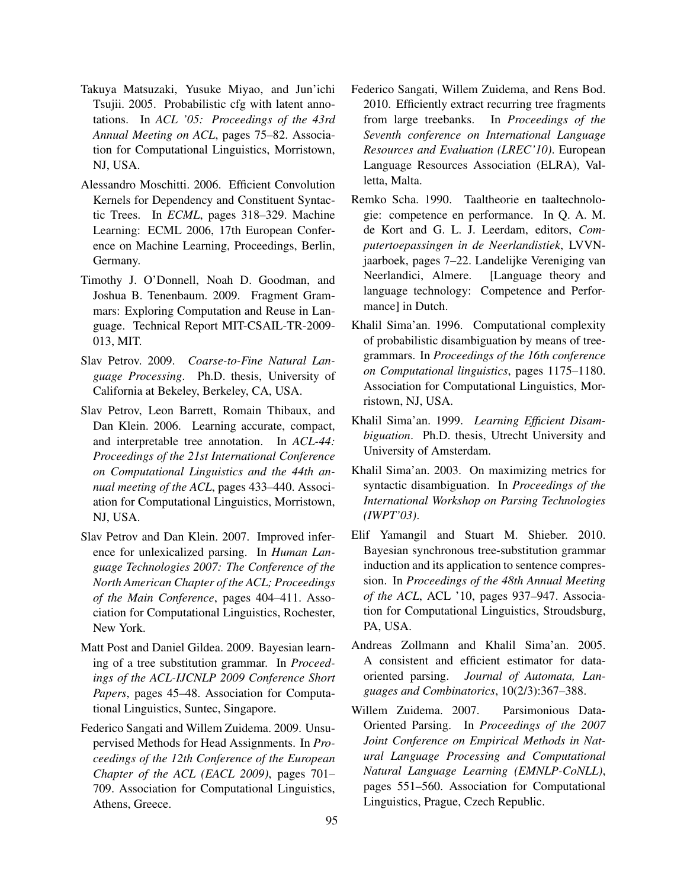Takuya Matsuzaki, Yusuke Miyao, and Jun'ichi Tsujii. 2005. Probabilistic cfg with latent annotations. In *ACL '05: Proceedings of the 43rd Annual Meeting on ACL*, pages 75–82. Association for Computational Linguistics, Morristown, NJ, USA.

Alessandro Moschitti. 2006. Efficient Convolution Kernels for Dependency and Constituent Syntactic Trees. In *ECML*, pages 318–329. Machine Learning: ECML 2006, 17th European Conference on Machine Learning, Proceedings, Berlin, Germany.

Timothy J. O'Donnell, Noah D. Goodman, and Joshua B. Tenenbaum. 2009. Fragment Grammars: Exploring Computation and Reuse in Language. Technical Report MIT-CSAIL-TR-2009-013, MIT.

Slav Petrov. 2009. *Coarse-to-Fine Natural Language Processing*. Ph.D. thesis, University of California at Bekeley, Berkeley, CA, USA.

Slav Petrov, Leon Barrett, Romain Thibaux, and Dan Klein. 2006. Learning accurate, compact, and interpretable tree annotation. In *ACL-44: Proceedings of the 21st International Conference on Computational Linguistics and the 44th annual meeting of the ACL*, pages 433–440. Association for Computational Linguistics, Morristown, NJ, USA.

Slav Petrov and Dan Klein. 2007. Improved inference for unlexicalized parsing. In *Human Language Technologies 2007: The Conference of the North American Chapter of the ACL; Proceedings of the Main Conference*, pages 404–411. Association for Computational Linguistics, Rochester, New York.

Matt Post and Daniel Gildea. 2009. Bayesian learning of a tree substitution grammar. In *Proceedings of the ACL-IJCNLP 2009 Conference Short Papers*, pages 45–48. Association for Computational Linguistics, Suntec, Singapore.

Federico Sangati and Willem Zuidema. 2009. Unsupervised Methods for Head Assignments. In *Proceedings of the 12th Conference of the European Chapter of the ACL (EACL 2009)*, pages 701–709. Association for Computational Linguistics, Athens, Greece.

Federico Sangati, Willem Zuidema, and Rens Bod. 2010. Efficiently extract recurring tree fragments from large treebanks. In *Proceedings of the Seventh conference on International Language Resources and Evaluation (LREC'10)*. European Language Resources Association (ELRA), Valletta, Malta.

Remko Scha. 1990. Taaltheorie en taaltechnologie: competence en performance. In Q. A. M. de Kort and G. L. J. Leerdam, editors, *Computertoepassingen in de Neerlandistiek*, LVVN-jaarboek, pages 7–22. Landelijke Vereniging van Neerlandici, Almere. [Language theory and language technology: Competence and Performance] in Dutch.

Khalil Sima'an. 1996. Computational complexity of probabilistic disambiguation by means of tree-grammars. In *Proceedings of the 16th conference on Computational linguistics*, pages 1175–1180. Association for Computational Linguistics, Morristown, NJ, USA.

Khalil Sima'an. 1999. *Learning Efficient Disambiguation*. Ph.D. thesis, Utrecht University and University of Amsterdam.

Khalil Sima'an. 2003. On maximizing metrics for syntactic disambiguation. In *Proceedings of the International Workshop on Parsing Technologies (IWPT'03)*.

Elif Yamangil and Stuart M. Shieber. 2010. Bayesian synchronous tree-substitution grammar induction and its application to sentence compression. In *Proceedings of the 48th Annual Meeting of the ACL*, ACL '10, pages 937–947. Association for Computational Linguistics, Stroudsburg, PA, USA.

Andreas Zollmann and Khalil Sima'an. 2005. A consistent and efficient estimator for data-oriented parsing. *Journal of Automata, Languages and Combinatorics*, 10(2/3):367–388.

Willem Zuidema. 2007. Parsimonious Data-Oriented Parsing. In *Proceedings of the 2007 Joint Conference on Empirical Methods in Natural Language Processing and Computational Natural Language Learning (EMNLP-CoNLL)*, pages 551–560. Association for Computational Linguistics, Prague, Czech Republic.